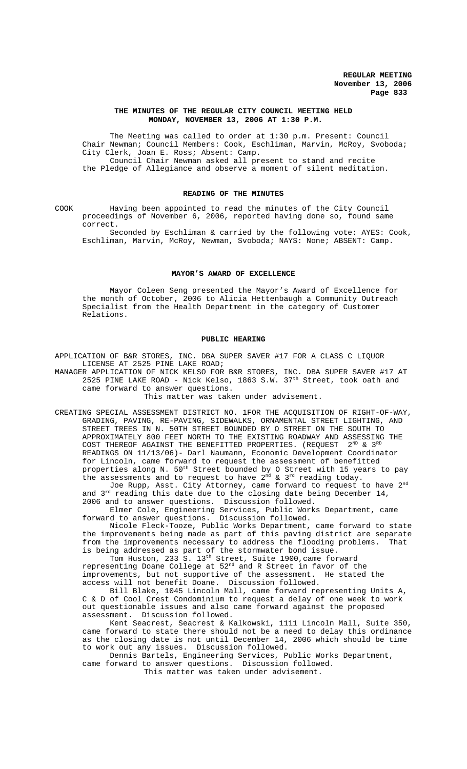**THE MINUTES OF THE REGULAR CITY COUNCIL MEETING HELD MONDAY, NOVEMBER 13, 2006 AT 1:30 P.M.**

The Meeting was called to order at 1:30 p.m. Present: Council Chair Newman; Council Members: Cook, Eschliman, Marvin, McRoy, Svoboda; City Clerk, Joan E. Ross; Absent: Camp.

Council Chair Newman asked all present to stand and recite the Pledge of Allegiance and observe a moment of silent meditation.

**READING OF THE MINUTES**

COOK Having been appointed to read the minutes of the City Council proceedings of November 6, 2006, reported having done so, found same correct.

Seconded by Eschliman & carried by the following vote: AYES: Cook, Eschliman, Marvin, McRoy, Newman, Svoboda; NAYS: None; ABSENT: Camp.

**MAYOR'S AWARD OF EXCELLENCE**

Mayor Coleen Seng presented the Mayor's Award of Excellence for the month of October, 2006 to Alicia Hettenbaugh a Community Outreach Specialist from the Health Department in the category of Customer Relations.

**PUBLIC HEARING**

APPLICATION OF B&R STORES, INC. DBA SUPER SAVER #17 FOR A CLASS C LIQUOR LICENSE AT 2525 PINE LAKE ROAD;

MANAGER APPLICATION OF NICK KELSO FOR B&R STORES, INC. DBA SUPER SAVER #17 AT 2525 PINE LAKE ROAD - Nick Kelso, 1863 S.W. 37th Street, took oath and came forward to answer questions.

This matter was taken under advisement.

CREATING SPECIAL ASSESSMENT DISTRICT NO. 1FOR THE ACQUISITION OF RIGHT-OF-WAY, GRADING, PAVING, RE-PAVING, SIDEWALKS, ORNAMENTAL STREET LIGHTING, AND STREET TREES IN N. 50TH STREET BOUNDED BY O STREET ON THE SOUTH TO APPROXIMATELY 800 FEET NORTH TO THE EXISTING ROADWAY AND ASSESSING THE COST THEREOF AGAINST THE BENEFITTED PROPERTIES. (REQUEST 2ND & 3RD READINGS ON 11/13/06)- Darl Naumann, Economic Development Coordinator for Lincoln, came forward to request the assessment of benefitted properties along N. 50th Street bounded by O Street with 15 years to pay the assessments and to request to have 2nd & 3rd reading today.

Joe Rupp, Asst. City Attorney, came forward to request to have 2nd and 3rd reading this date due to the closing date being December 14, 2006 and to answer questions. Discussion followed.

Elmer Cole, Engineering Services, Public Works Department, came forward to answer questions. Discussion followed.

Nicole Fleck-Tooze, Public Works Department, came forward to state the improvements being made as part of this paving district are separate from the improvements necessary to address the flooding problems. That is being addressed as part of the stormwater bond issue.

Tom Huston, 233 S. 13th Street, Suite 1900,came forward representing Doane College at 52nd and R Street in favor of the improvements, but not supportive of the assessment. He stated the access will not benefit Doane. Discussion followed.

Bill Blake, 1045 Lincoln Mall, came forward representing Units A, C & D of Cool Crest Condominium to request a delay of one week to work out questionable issues and also came forward against the proposed assessment. Discussion followed.

Kent Seacrest, Seacrest & Kalkowski, 1111 Lincoln Mall, Suite 350, came forward to state there should not be a need to delay this ordinance as the closing date is not until December 14, 2006 which should be time to work out any issues. Discussion followed.

Dennis Bartels, Engineering Services, Public Works Department, came forward to answer questions. Discussion followed.

This matter was taken under advisement.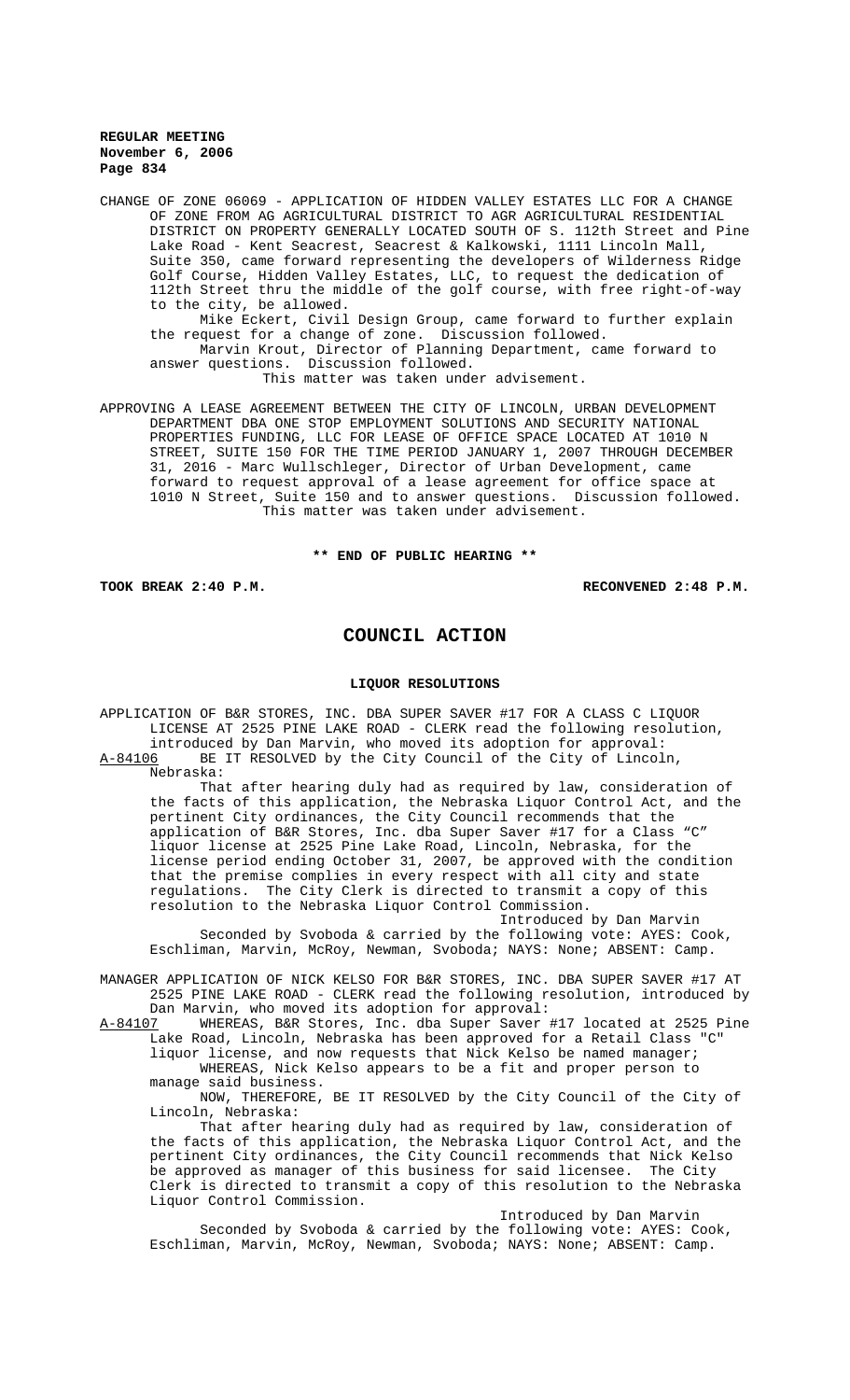CHANGE OF ZONE 06069 - APPLICATION OF HIDDEN VALLEY ESTATES LLC FOR A CHANGE OF ZONE FROM AG AGRICULTURAL DISTRICT TO AGR AGRICULTURAL RESIDENTIAL DISTRICT ON PROPERTY GENERALLY LOCATED SOUTH OF S. 112th Street and Pine Lake Road - Kent Seacrest, Seacrest & Kalkowski, 1111 Lincoln Mall, Suite 350, came forward representing the developers of Wilderness Ridge Golf Course, Hidden Valley Estates, LLC, to request the dedication of 112th Street thru the middle of the golf course, with free right-of-way to the city, be allowed.

Mike Eckert, Civil Design Group, came forward to further explain the request for a change of zone. Discussion followed.

Marvin Krout, Director of Planning Department, came forward to answer questions. Discussion followed.

This matter was taken under advisement.

APPROVING A LEASE AGREEMENT BETWEEN THE CITY OF LINCOLN, URBAN DEVELOPMENT DEPARTMENT DBA ONE STOP EMPLOYMENT SOLUTIONS AND SECURITY NATIONAL PROPERTIES FUNDING, LLC FOR LEASE OF OFFICE SPACE LOCATED AT 1010 N STREET, SUITE 150 FOR THE TIME PERIOD JANUARY 1, 2007 THROUGH DECEMBER 31, 2016 - Marc Wullschleger, Director of Urban Development, came forward to request approval of a lease agreement for office space at 1010 N Street, Suite 150 and to answer questions. Discussion followed.

This matter was taken under advisement.

**\*\* END OF PUBLIC HEARING \*\***

**TOOK BREAK 2:40 P.M.** **RECONVENED 2:48 P.M.**

# COUNCIL ACTION

## LIQUOR RESOLUTIONS

APPLICATION OF B&R STORES, INC. DBA SUPER SAVER #17 FOR A CLASS C LIQUOR LICENSE AT 2525 PINE LAKE ROAD - CLERK read the following resolution, introduced by Dan Marvin, who moved its adoption for approval:

A-84106 BE IT RESOLVED by the City Council of the City of Lincoln, Nebraska:

That after hearing duly had as required by law, consideration of the facts of this application, the Nebraska Liquor Control Act, and the pertinent City ordinances, the City Council recommends that the application of B&R Stores, Inc. dba Super Saver #17 for a Class "C" liquor license at 2525 Pine Lake Road, Lincoln, Nebraska, for the license period ending October 31, 2007, be approved with the condition that the premise complies in every respect with all city and state regulations. The City Clerk is directed to transmit a copy of this resolution to the Nebraska Liquor Control Commission.

Introduced by Dan Marvin

Seconded by Svoboda & carried by the following vote: AYES: Cook, Eschliman, Marvin, McRoy, Newman, Svoboda; NAYS: None; ABSENT: Camp.

MANAGER APPLICATION OF NICK KELSO FOR B&R STORES, INC. DBA SUPER SAVER #17 AT 2525 PINE LAKE ROAD - CLERK read the following resolution, introduced by Dan Marvin, who moved its adoption for approval:

A-84107 WHEREAS, B&R Stores, Inc. dba Super Saver #17 located at 2525 Pine Lake Road, Lincoln, Nebraska has been approved for a Retail Class "C" liquor license, and now requests that Nick Kelso be named manager;

WHEREAS, Nick Kelso appears to be a fit and proper person to manage said business.

NOW, THEREFORE, BE IT RESOLVED by the City Council of the City of Lincoln, Nebraska:

That after hearing duly had as required by law, consideration of the facts of this application, the Nebraska Liquor Control Act, and the pertinent City ordinances, the City Council recommends that Nick Kelso be approved as manager of this business for said licensee. The City Clerk is directed to transmit a copy of this resolution to the Nebraska Liquor Control Commission.

Introduced by Dan Marvin

Seconded by Svoboda & carried by the following vote: AYES: Cook, Eschliman, Marvin, McRoy, Newman, Svoboda; NAYS: None; ABSENT: Camp.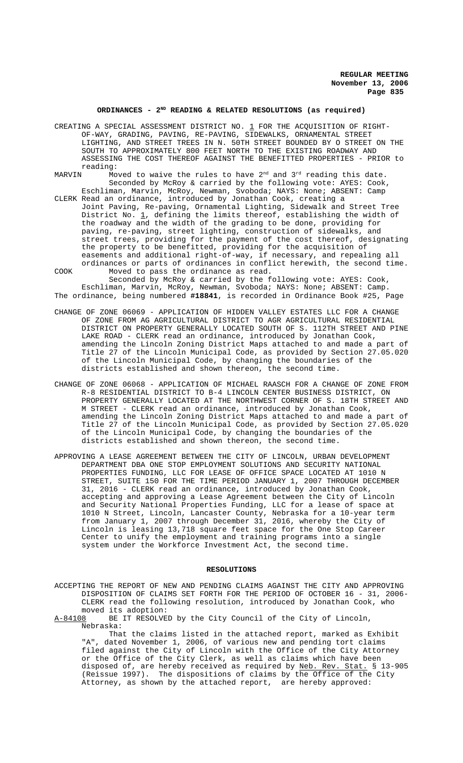## ORDINANCES - 2ND READING & RELATED RESOLUTIONS (as required)

CREATING A SPECIAL ASSESSMENT DISTRICT NO. 1 FOR THE ACQUISITION OF RIGHT-OF-WAY, GRADING, PAVING, RE-PAVING, SIDEWALKS, ORNAMENTAL STREET LIGHTING, AND STREET TREES IN N. 50TH STREET BOUNDED BY O STREET ON THE SOUTH TO APPROXIMATELY 800 FEET NORTH TO THE EXISTING ROADWAY AND ASSESSING THE COST THEREOF AGAINST THE BENEFITTED PROPERTIES - PRIOR to reading:

MARVIN Moved to waive the rules to have 2nd and 3rd reading this date.
Seconded by McRoy & carried by the following vote: AYES: Cook, Eschliman, Marvin, McRoy, Newman, Svoboda; NAYS: None; ABSENT: Camp

CLERK Read an ordinance, introduced by Jonathan Cook, creating a Joint Paving, Re-paving, Ornamental Lighting, Sidewalk and Street Tree District No. 1, defining the limits thereof, establishing the width of the roadway and the width of the grading to be done, providing for paving, re-paving, street lighting, construction of sidewalks, and street trees, providing for the payment of the cost thereof, designating the property to be benefitted, providing for the acquisition of easements and additional right-of-way, if necessary, and repealing all ordinances or parts of ordinances in conflict herewith, the second time.

COOK Moved to pass the ordinance as read.
Seconded by McRoy & carried by the following vote: AYES: Cook, Eschliman, Marvin, McRoy, Newman, Svoboda; NAYS: None; ABSENT: Camp.

The ordinance, being numbered **#18841**, is recorded in Ordinance Book #25, Page

CHANGE OF ZONE 06069 - APPLICATION OF HIDDEN VALLEY ESTATES LLC FOR A CHANGE OF ZONE FROM AG AGRICULTURAL DISTRICT TO AGR AGRICULTURAL RESIDENTIAL DISTRICT ON PROPERTY GENERALLY LOCATED SOUTH OF S. 112TH STREET AND PINE LAKE ROAD - CLERK read an ordinance, introduced by Jonathan Cook, amending the Lincoln Zoning District Maps attached to and made a part of Title 27 of the Lincoln Municipal Code, as provided by Section 27.05.020 of the Lincoln Municipal Code, by changing the boundaries of the districts established and shown thereon, the second time.

CHANGE OF ZONE 06068 - APPLICATION OF MICHAEL RAASCH FOR A CHANGE OF ZONE FROM R-8 RESIDENTIAL DISTRICT TO B-4 LINCOLN CENTER BUSINESS DISTRICT, ON PROPERTY GENERALLY LOCATED AT THE NORTHWEST CORNER OF S. 18TH STREET AND M STREET - CLERK read an ordinance, introduced by Jonathan Cook, amending the Lincoln Zoning District Maps attached to and made a part of Title 27 of the Lincoln Municipal Code, as provided by Section 27.05.020 of the Lincoln Municipal Code, by changing the boundaries of the districts established and shown thereon, the second time.

APPROVING A LEASE AGREEMENT BETWEEN THE CITY OF LINCOLN, URBAN DEVELOPMENT DEPARTMENT DBA ONE STOP EMPLOYMENT SOLUTIONS AND SECURITY NATIONAL PROPERTIES FUNDING, LLC FOR LEASE OF OFFICE SPACE LOCATED AT 1010 N STREET, SUITE 150 FOR THE TIME PERIOD JANUARY 1, 2007 THROUGH DECEMBER 31, 2016 - CLERK read an ordinance, introduced by Jonathan Cook, accepting and approving a Lease Agreement between the City of Lincoln and Security National Properties Funding, LLC for a lease of space at 1010 N Street, Lincoln, Lancaster County, Nebraska for a 10-year term from January 1, 2007 through December 31, 2016, whereby the City of Lincoln is leasing 13,718 square feet space for the One Stop Career Center to unify the employment and training programs into a single system under the Workforce Investment Act, the second time.

## RESOLUTIONS

ACCEPTING THE REPORT OF NEW AND PENDING CLAIMS AGAINST THE CITY AND APPROVING DISPOSITION OF CLAIMS SET FORTH FOR THE PERIOD OF OCTOBER 16 - 31, 2006- CLERK read the following resolution, introduced by Jonathan Cook, who moved its adoption:

A-84108 BE IT RESOLVED by the City Council of the City of Lincoln, Nebraska:

That the claims listed in the attached report, marked as Exhibit "A", dated November 1, 2006, of various new and pending tort claims filed against the City of Lincoln with the Office of the City Attorney or the Office of the City Clerk, as well as claims which have been disposed of, are hereby received as required by Neb. Rev. Stat. § 13-905 (Reissue 1997). The dispositions of claims by the Office of the City Attorney, as shown by the attached report, are hereby approved: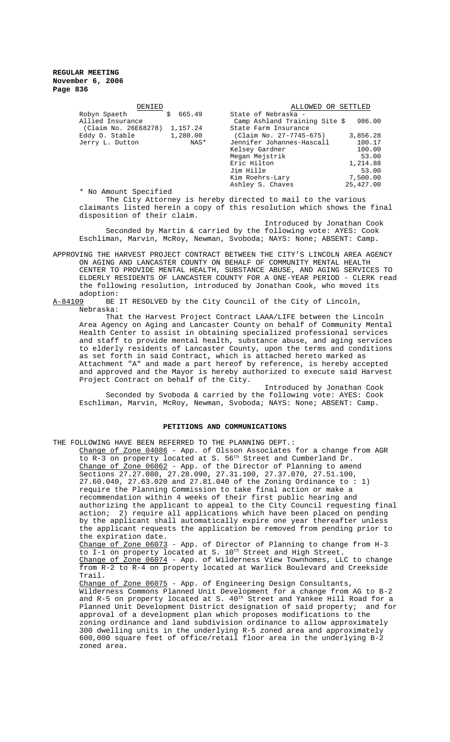| DENIED | | ALLOWED OR SETTLED | |
|---|---|---|---|
| Robyn Spaeth | $ 665.49 | State of Nebraska - | |
| Allied Insurance | | Camp Ashland Training Site $ | 986.00 |
| (Claim No. 26E68278) | 1,157.24 | State Farm Insurance | |
| Eddy D. Stable | 1,280.00 | (Claim No. 27-7745-675) | 3,856.28 |
| Jerry L. Dutton | NAS* | Jennifer Johannes-Hascall | 100.17 |
| | | Kelsey Gardner | 100.00 |
| | | Megan Mejstrik | 53.00 |
| | | Eric Hilton | 1,214.88 |
| | | Jim Hille | 53.00 |
| | | Kim Roehrs-Lary | 7,500.00 |
| | | Ashley S. Chaves | 25,427.00 |

* No Amount Specified

The City Attorney is hereby directed to mail to the various claimants listed herein a copy of this resolution which shows the final disposition of their claim.

Introduced by Jonathan Cook

Seconded by Martin & carried by the following vote: AYES: Cook Eschliman, Marvin, McRoy, Newman, Svoboda; NAYS: None; ABSENT: Camp.

APPROVING THE HARVEST PROJECT CONTRACT BETWEEN THE CITY'S LINCOLN AREA AGENCY ON AGING AND LANCASTER COUNTY ON BEHALF OF COMMUNITY MENTAL HEALTH CENTER TO PROVIDE MENTAL HEALTH, SUBSTANCE ABUSE, AND AGING SERVICES TO ELDERLY RESIDENTS OF LANCASTER COUNTY FOR A ONE-YEAR PERIOD - CLERK read the following resolution, introduced by Jonathan Cook, who moved its adoption:

A-84109 BE IT RESOLVED by the City Council of the City of Lincoln, Nebraska:

That the Harvest Project Contract LAAA/LIFE between the Lincoln Area Agency on Aging and Lancaster County on behalf of Community Mental Health Center to assist in obtaining specialized professional services and staff to provide mental health, substance abuse, and aging services to elderly residents of Lancaster County, upon the terms and conditions as set forth in said Contract, which is attached hereto marked as Attachment "A" and made a part hereof by reference, is hereby accepted and approved and the Mayor is hereby authorized to execute said Harvest Project Contract on behalf of the City.

Introduced by Jonathan Cook

Seconded by Svoboda & carried by the following vote: AYES: Cook Eschliman, Marvin, McRoy, Newman, Svoboda; NAYS: None; ABSENT: Camp.

## PETITIONS AND COMMUNICATIONS

THE FOLLOWING HAVE BEEN REFERRED TO THE PLANNING DEPT.:

Change of Zone 04086 - App. of Olsson Associates for a change from AGR to R-3 on property located at S. 56th Street and Cumberland Dr.

Change of Zone 06062 - App. of the Director of Planning to amend Sections 27.27.080, 27.28.090, 27.31.100, 27.37.070, 27.51.100, 27.60.040, 27.63.020 and 27.81.040 of the Zoning Ordinance to : 1) require the Planning Commission to take final action or make a recommendation within 4 weeks of their first public hearing and authorizing the applicant to appeal to the City Council requesting final action; 2) require all applications which have been placed on pending by the applicant shall automatically expire one year thereafter unless the applicant requests the application be removed from pending prior to the expiration date.

Change of Zone 06073 - App. of Director of Planning to change from H-3 to I-1 on property located at S. 10th Street and High Street.

Change of Zone 06074 - App. of Wilderness View Townhomes, LLC to change from R-2 to R-4 on property located at Warlick Boulevard and Creekside Trail.

Change of Zone 06075 - App. of Engineering Design Consultants, Wilderness Commons Planned Unit Development for a change from AG to B-2 and R-5 on property located at S. 40th Street and Yankee Hill Road for a Planned Unit Development District designation of said property; and for approval of a development plan which proposes modifications to the zoning ordinance and land subdivision ordinance to allow approximately 300 dwelling units in the underlying R-5 zoned area and approximately 600,000 square feet of office/retail floor area in the underlying B-2 zoned area.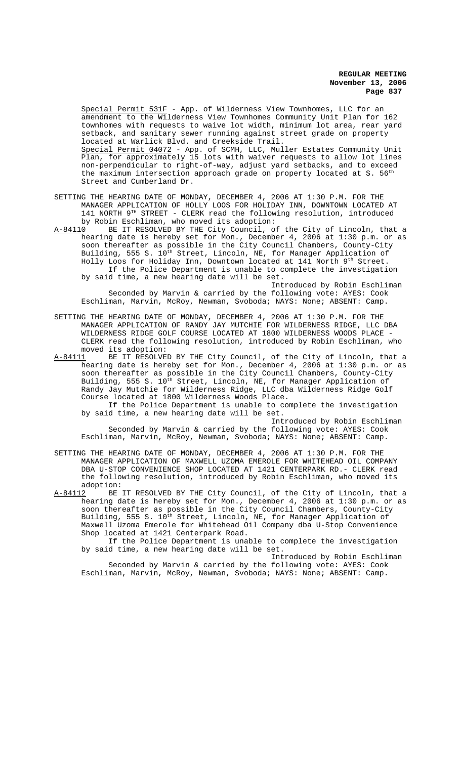Special Permit 531F - App. of Wilderness View Townhomes, LLC for an amendment to the Wilderness View Townhomes Community Unit Plan for 162 townhomes with requests to waive lot width, minimum lot area, rear yard setback, and sanitary sewer running against street grade on property located at Warlick Blvd. and Creekside Trail.

Special Permit 04072 - App. of SCMH, LLC, Muller Estates Community Unit Plan, for approximately 15 lots with waiver requests to allow lot lines non-perpendicular to right-of-way, adjust yard setbacks, and to exceed the maximum intersection approach grade on property located at S. 56th Street and Cumberland Dr.

SETTING THE HEARING DATE OF MONDAY, DECEMBER 4, 2006 AT 1:30 P.M. FOR THE MANAGER APPLICATION OF HOLLY LOOS FOR HOLIDAY INN, DOWNTOWN LOCATED AT 141 NORTH 9TH STREET - CLERK read the following resolution, introduced by Robin Eschliman, who moved its adoption:

A-84110 BE IT RESOLVED BY THE City Council, of the City of Lincoln, that a hearing date is hereby set for Mon., December 4, 2006 at 1:30 p.m. or as soon thereafter as possible in the City Council Chambers, County-City Building, 555 S. 10th Street, Lincoln, NE, for Manager Application of Holly Loos for Holiday Inn, Downtown located at 141 North 9th Street.

If the Police Department is unable to complete the investigation by said time, a new hearing date will be set.

Introduced by Robin Eschliman

Seconded by Marvin & carried by the following vote: AYES: Cook Eschliman, Marvin, McRoy, Newman, Svoboda; NAYS: None; ABSENT: Camp.

SETTING THE HEARING DATE OF MONDAY, DECEMBER 4, 2006 AT 1:30 P.M. FOR THE MANAGER APPLICATION OF RANDY JAY MUTCHIE FOR WILDERNESS RIDGE, LLC DBA WILDERNESS RIDGE GOLF COURSE LOCATED AT 1800 WILDERNESS WOODS PLACE - CLERK read the following resolution, introduced by Robin Eschliman, who moved its adoption:

A-84111 BE IT RESOLVED BY THE City Council, of the City of Lincoln, that a hearing date is hereby set for Mon., December 4, 2006 at 1:30 p.m. or as soon thereafter as possible in the City Council Chambers, County-City Building, 555 S. 10th Street, Lincoln, NE, for Manager Application of Randy Jay Mutchie for Wilderness Ridge, LLC dba Wilderness Ridge Golf Course located at 1800 Wilderness Woods Place.

If the Police Department is unable to complete the investigation by said time, a new hearing date will be set.

Introduced by Robin Eschliman

Seconded by Marvin & carried by the following vote: AYES: Cook Eschliman, Marvin, McRoy, Newman, Svoboda; NAYS: None; ABSENT: Camp.

SETTING THE HEARING DATE OF MONDAY, DECEMBER 4, 2006 AT 1:30 P.M. FOR THE MANAGER APPLICATION OF MAXWELL UZOMA EMEROLE FOR WHITEHEAD OIL COMPANY DBA U-STOP CONVENIENCE SHOP LOCATED AT 1421 CENTERPARK RD.- CLERK read the following resolution, introduced by Robin Eschliman, who moved its adoption:

A-84112 BE IT RESOLVED BY THE City Council, of the City of Lincoln, that a hearing date is hereby set for Mon., December 4, 2006 at 1:30 p.m. or as soon thereafter as possible in the City Council Chambers, County-City Building, 555 S. 10th Street, Lincoln, NE, for Manager Application of Maxwell Uzoma Emerole for Whitehead Oil Company dba U-Stop Convenience Shop located at 1421 Centerpark Road.

If the Police Department is unable to complete the investigation by said time, a new hearing date will be set.

Introduced by Robin Eschliman

Seconded by Marvin & carried by the following vote: AYES: Cook Eschliman, Marvin, McRoy, Newman, Svoboda; NAYS: None; ABSENT: Camp.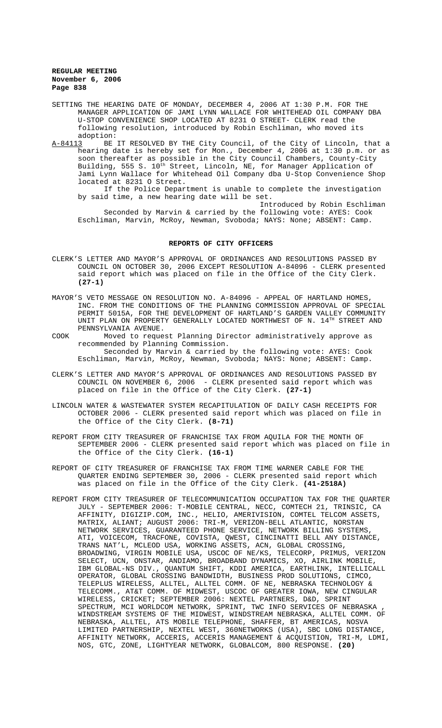SETTING THE HEARING DATE OF MONDAY, DECEMBER 4, 2006 AT 1:30 P.M. FOR THE MANAGER APPLICATION OF JAMI LYNN WALLACE FOR WHITEHEAD OIL COMPANY DBA U-STOP CONVENIENCE SHOP LOCATED AT 8231 O STREET- CLERK read the following resolution, introduced by Robin Eschliman, who moved its adoption:

A-84113 BE IT RESOLVED BY THE City Council, of the City of Lincoln, that a hearing date is hereby set for Mon., December 4, 2006 at 1:30 p.m. or as soon thereafter as possible in the City Council Chambers, County-City Building, 555 S. 10th Street, Lincoln, NE, for Manager Application of Jami Lynn Wallace for Whitehead Oil Company dba U-Stop Convenience Shop located at 8231 O Street.

If the Police Department is unable to complete the investigation by said time, a new hearing date will be set.

Introduced by Robin Eschliman

Seconded by Marvin & carried by the following vote: AYES: Cook Eschliman, Marvin, McRoy, Newman, Svoboda; NAYS: None; ABSENT: Camp.

## REPORTS OF CITY OFFICERS

CLERK'S LETTER AND MAYOR'S APPROVAL OF ORDINANCES AND RESOLUTIONS PASSED BY COUNCIL ON OCTOBER 30, 2006 EXCEPT RESOLUTION A-84096 - CLERK presented said report which was placed on file in the Office of the City Clerk. **(27-1)**

MAYOR'S VETO MESSAGE ON RESOLUTION NO. A-84096 - APPEAL OF HARTLAND HOMES, INC. FROM THE CONDITIONS OF THE PLANNING COMMISSION APPROVAL OF SPECIAL PERMIT 5015A, FOR THE DEVELOPMENT OF HARTLAND'S GARDEN VALLEY COMMUNITY UNIT PLAN ON PROPERTY GENERALLY LOCATED NORTHWEST OF N. 14TH STREET AND PENNSYLVANIA AVENUE.

COOK Moved to request Planning Director administratively approve as recommended by Planning Commission.

Seconded by Marvin & carried by the following vote: AYES: Cook Eschliman, Marvin, McRoy, Newman, Svoboda; NAYS: None; ABSENT: Camp.

CLERK'S LETTER AND MAYOR'S APPROVAL OF ORDINANCES AND RESOLUTIONS PASSED BY COUNCIL ON NOVEMBER 6, 2006 - CLERK presented said report which was placed on file in the Office of the City Clerk. **(27-1)**

LINCOLN WATER & WASTEWATER SYSTEM RECAPITULATION OF DAILY CASH RECEIPTS FOR OCTOBER 2006 - CLERK presented said report which was placed on file in the Office of the City Clerk. **(8-71)**

REPORT FROM CITY TREASURER OF FRANCHISE TAX FROM AQUILA FOR THE MONTH OF SEPTEMBER 2006 - CLERK presented said report which was placed on file in the Office of the City Clerk. **(16-1)**

REPORT OF CITY TREASURER OF FRANCHISE TAX FROM TIME WARNER CABLE FOR THE QUARTER ENDING SEPTEMBER 30, 2006 - CLERK presented said report which was placed on file in the Office of the City Clerk. **(41-2518A)**

REPORT FROM CITY TREASURER OF TELECOMMUNICATION OCCUPATION TAX FOR THE QUARTER JULY - SEPTEMBER 2006: T-MOBILE CENTRAL, NECC, COMTECH 21, TRINSIC, CA AFFINITY, DIGIZIP.COM, INC., HELIO, AMERIVISION, COMTEL TELCOM ASSETS, MATRIX, ALIANT; AUGUST 2006: TRI-M, VERIZON-BELL ATLANTIC, NORSTAN NETWORK SERVICES, GUARANTEED PHONE SERVICE, NETWORK BILLING SYSTEMS, ATI, VOICECOM, TRACFONE, COVISTA, QWEST, CINCINATTI BELL ANY DISTANCE, TRANS NAT'L, MCLEOD USA, WORKING ASSETS, ACN, GLOBAL CROSSING, BROADWING, VIRGIN MOBILE USA, USCOC OF NE/KS, TELECORP, PRIMUS, VERIZON SELECT, UCN, ONSTAR, ANDIAMO, BROADBAND DYNAMICS, XO, AIRLINK MOBILE, IBM GLOBAL-NS DIV., QUANTUM SHIFT, KDDI AMERICA, EARTHLINK, INTELLICALL OPERATOR, GLOBAL CROSSING BANDWIDTH, BUSINESS PROD SOLUTIONS, CIMCO, TELEPLUS WIRELESS, ALLTEL, ALLTEL COMM. OF NE, NEBRASKA TECHNOLOGY & TELECOMM., AT&T COMM. OF MIDWEST, USCOC OF GREATER IOWA, NEW CINGULAR WIRELESS, CRICKET; SEPTEMBER 2006: NEXTEL PARTNERS, D&D, SPRINT SPECTRUM, MCI WORLDCOM NETWORK, SPRINT, TWC INFO SERVICES OF NEBRASKA , WINDSTREAM SYSTEMS OF THE MIDWEST, WINDSTREAM NEBRASKA, ALLTEL COMM. OF NEBRASKA, ALLTEL, ATS MOBILE TELEPHONE, SHAFFER, BT AMERICAS, NOSVA LIMITED PARTNERSHIP, NEXTEL WEST, 360NETWORKS (USA), SBC LONG DISTANCE, AFFINITY NETWORK, ACCERIS, ACCERIS MANAGEMENT & ACQUISTION, TRI-M, LDMI, NOS, GTC, ZONE, LIGHTYEAR NETWORK, GLOBALCOM, 800 RESPONSE. **(20)**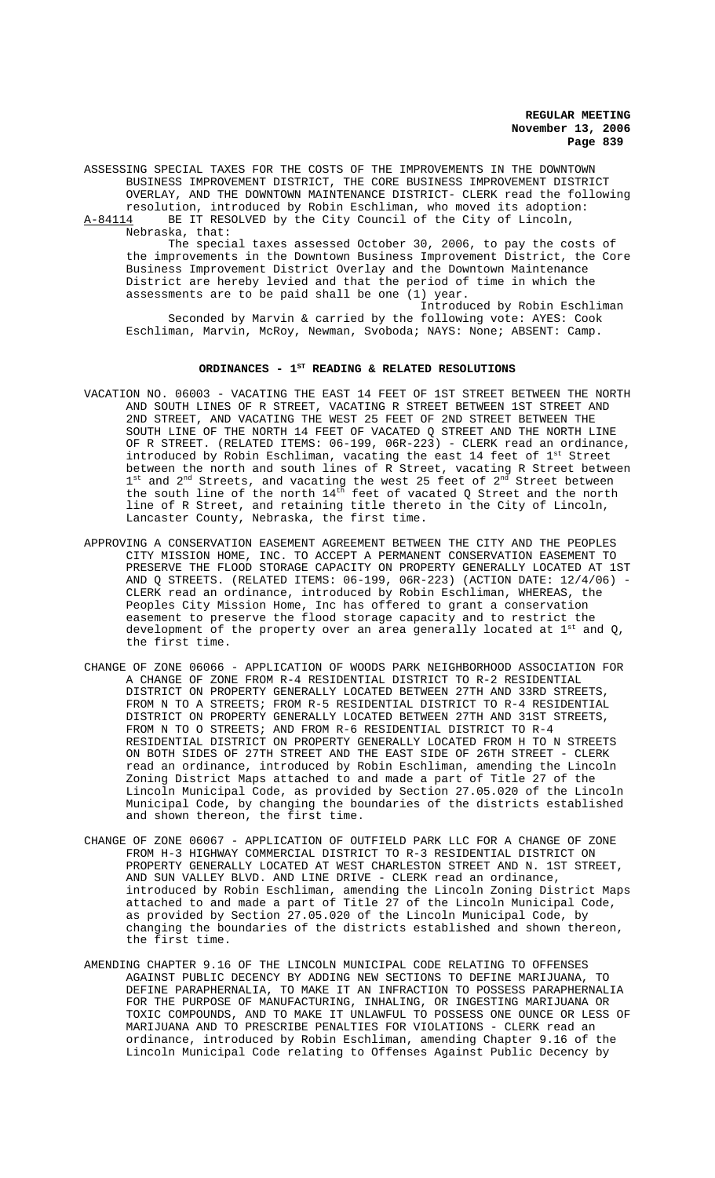ASSESSING SPECIAL TAXES FOR THE COSTS OF THE IMPROVEMENTS IN THE DOWNTOWN BUSINESS IMPROVEMENT DISTRICT, THE CORE BUSINESS IMPROVEMENT DISTRICT OVERLAY, AND THE DOWNTOWN MAINTENANCE DISTRICT- CLERK read the following resolution, introduced by Robin Eschliman, who moved its adoption:

A-84114 BE IT RESOLVED by the City Council of the City of Lincoln, Nebraska, that:

The special taxes assessed October 30, 2006, to pay the costs of the improvements in the Downtown Business Improvement District, the Core Business Improvement District Overlay and the Downtown Maintenance District are hereby levied and that the period of time in which the assessments are to be paid shall be one (1) year.

Introduced by Robin Eschliman

Seconded by Marvin & carried by the following vote: AYES: Cook Eschliman, Marvin, McRoy, Newman, Svoboda; NAYS: None; ABSENT: Camp.

## ORDINANCES - 1ST READING & RELATED RESOLUTIONS

VACATION NO. 06003 - VACATING THE EAST 14 FEET OF 1ST STREET BETWEEN THE NORTH AND SOUTH LINES OF R STREET, VACATING R STREET BETWEEN 1ST STREET AND 2ND STREET, AND VACATING THE WEST 25 FEET OF 2ND STREET BETWEEN THE SOUTH LINE OF THE NORTH 14 FEET OF VACATED Q STREET AND THE NORTH LINE OF R STREET. (RELATED ITEMS: 06-199, 06R-223) - CLERK read an ordinance, introduced by Robin Eschliman, vacating the east 14 feet of 1st Street between the north and south lines of R Street, vacating R Street between 1st and 2nd Streets, and vacating the west 25 feet of 2nd Street between the south line of the north 14th feet of vacated Q Street and the north line of R Street, and retaining title thereto in the City of Lincoln, Lancaster County, Nebraska, the first time.

APPROVING A CONSERVATION EASEMENT AGREEMENT BETWEEN THE CITY AND THE PEOPLES CITY MISSION HOME, INC. TO ACCEPT A PERMANENT CONSERVATION EASEMENT TO PRESERVE THE FLOOD STORAGE CAPACITY ON PROPERTY GENERALLY LOCATED AT 1ST AND Q STREETS. (RELATED ITEMS: 06-199, 06R-223) (ACTION DATE: 12/4/06) - CLERK read an ordinance, introduced by Robin Eschliman, WHEREAS, the Peoples City Mission Home, Inc has offered to grant a conservation easement to preserve the flood storage capacity and to restrict the development of the property over an area generally located at 1st and Q, the first time.

CHANGE OF ZONE 06066 - APPLICATION OF WOODS PARK NEIGHBORHOOD ASSOCIATION FOR A CHANGE OF ZONE FROM R-4 RESIDENTIAL DISTRICT TO R-2 RESIDENTIAL DISTRICT ON PROPERTY GENERALLY LOCATED BETWEEN 27TH AND 33RD STREETS, FROM N TO A STREETS; FROM R-5 RESIDENTIAL DISTRICT TO R-4 RESIDENTIAL DISTRICT ON PROPERTY GENERALLY LOCATED BETWEEN 27TH AND 31ST STREETS, FROM N TO O STREETS; AND FROM R-6 RESIDENTIAL DISTRICT TO R-4 RESIDENTIAL DISTRICT ON PROPERTY GENERALLY LOCATED FROM H TO N STREETS ON BOTH SIDES OF 27TH STREET AND THE EAST SIDE OF 26TH STREET - CLERK read an ordinance, introduced by Robin Eschliman, amending the Lincoln Zoning District Maps attached to and made a part of Title 27 of the Lincoln Municipal Code, as provided by Section 27.05.020 of the Lincoln Municipal Code, by changing the boundaries of the districts established and shown thereon, the first time.

CHANGE OF ZONE 06067 - APPLICATION OF OUTFIELD PARK LLC FOR A CHANGE OF ZONE FROM H-3 HIGHWAY COMMERCIAL DISTRICT TO R-3 RESIDENTIAL DISTRICT ON PROPERTY GENERALLY LOCATED AT WEST CHARLESTON STREET AND N. 1ST STREET, AND SUN VALLEY BLVD. AND LINE DRIVE - CLERK read an ordinance, introduced by Robin Eschliman, amending the Lincoln Zoning District Maps attached to and made a part of Title 27 of the Lincoln Municipal Code, as provided by Section 27.05.020 of the Lincoln Municipal Code, by changing the boundaries of the districts established and shown thereon, the first time.

AMENDING CHAPTER 9.16 OF THE LINCOLN MUNICIPAL CODE RELATING TO OFFENSES AGAINST PUBLIC DECENCY BY ADDING NEW SECTIONS TO DEFINE MARIJUANA, TO DEFINE PARAPHERNALIA, TO MAKE IT AN INFRACTION TO POSSESS PARAPHERNALIA FOR THE PURPOSE OF MANUFACTURING, INHALING, OR INGESTING MARIJUANA OR TOXIC COMPOUNDS, AND TO MAKE IT UNLAWFUL TO POSSESS ONE OUNCE OR LESS OF MARIJUANA AND TO PRESCRIBE PENALTIES FOR VIOLATIONS - CLERK read an ordinance, introduced by Robin Eschliman, amending Chapter 9.16 of the Lincoln Municipal Code relating to Offenses Against Public Decency by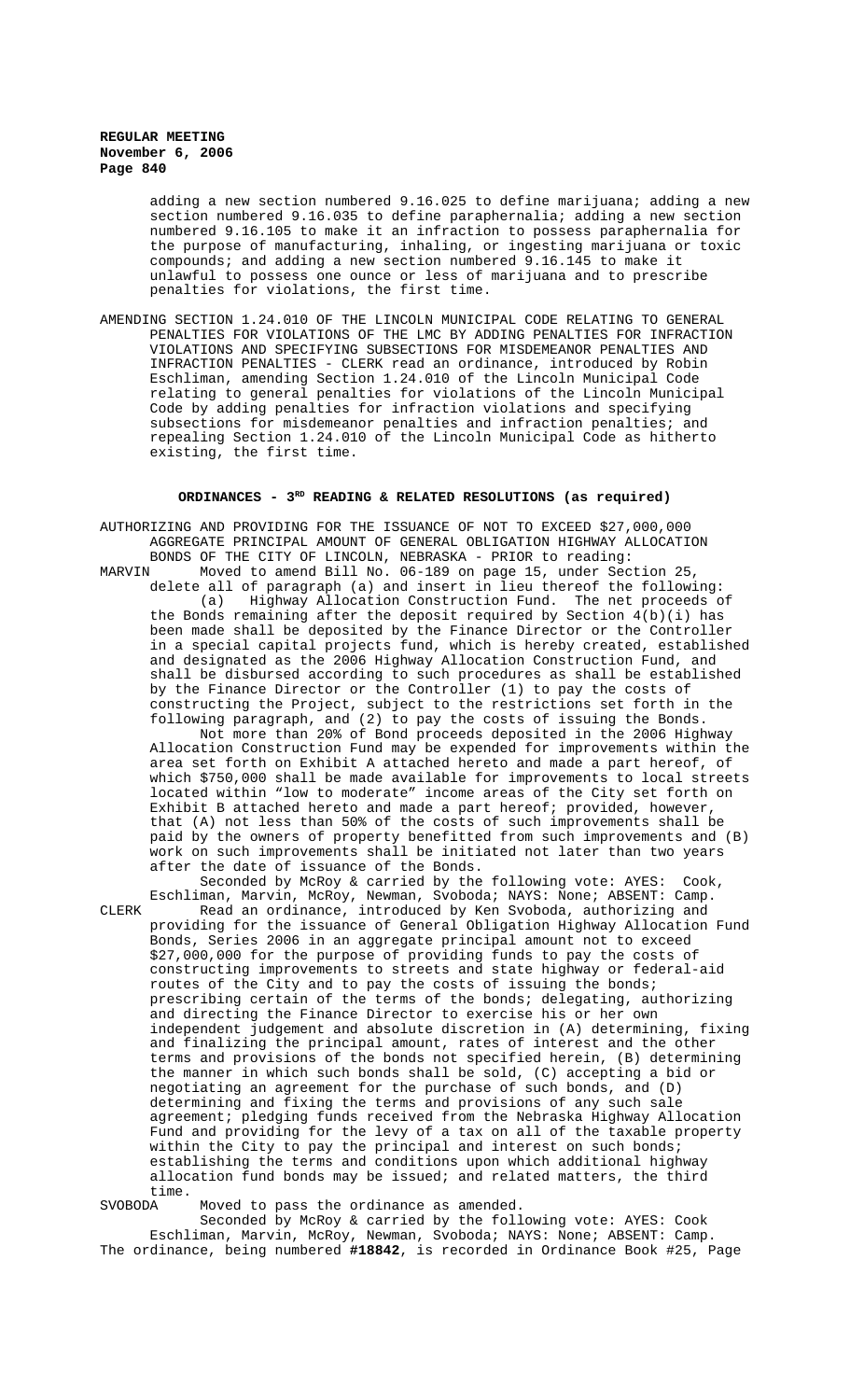adding a new section numbered 9.16.025 to define marijuana; adding a new section numbered 9.16.035 to define paraphernalia; adding a new section numbered 9.16.105 to make it an infraction to possess paraphernalia for the purpose of manufacturing, inhaling, or ingesting marijuana or toxic compounds; and adding a new section numbered 9.16.145 to make it unlawful to possess one ounce or less of marijuana and to prescribe penalties for violations, the first time.

AMENDING SECTION 1.24.010 OF THE LINCOLN MUNICIPAL CODE RELATING TO GENERAL PENALTIES FOR VIOLATIONS OF THE LMC BY ADDING PENALTIES FOR INFRACTION VIOLATIONS AND SPECIFYING SUBSECTIONS FOR MISDEMEANOR PENALTIES AND INFRACTION PENALTIES - CLERK read an ordinance, introduced by Robin Eschliman, amending Section 1.24.010 of the Lincoln Municipal Code relating to general penalties for violations of the Lincoln Municipal Code by adding penalties for infraction violations and specifying subsections for misdemeanor penalties and infraction penalties; and repealing Section 1.24.010 of the Lincoln Municipal Code as hitherto existing, the first time.

## ORDINANCES - 3RD READING & RELATED RESOLUTIONS (as required)

AUTHORIZING AND PROVIDING FOR THE ISSUANCE OF NOT TO EXCEED $27,000,000 AGGREGATE PRINCIPAL AMOUNT OF GENERAL OBLIGATION HIGHWAY ALLOCATION BONDS OF THE CITY OF LINCOLN, NEBRASKA - PRIOR to reading:

MARVIN Moved to amend Bill No. 06-189 on page 15, under Section 25, delete all of paragraph (a) and insert in lieu thereof the following:

(a) Highway Allocation Construction Fund. The net proceeds of the Bonds remaining after the deposit required by Section 4(b)(i) has been made shall be deposited by the Finance Director or the Controller in a special capital projects fund, which is hereby created, established and designated as the 2006 Highway Allocation Construction Fund, and shall be disbursed according to such procedures as shall be established by the Finance Director or the Controller (1) to pay the costs of constructing the Project, subject to the restrictions set forth in the following paragraph, and (2) to pay the costs of issuing the Bonds.

Not more than 20% of Bond proceeds deposited in the 2006 Highway Allocation Construction Fund may be expended for improvements within the area set forth on Exhibit A attached hereto and made a part hereof, of which $750,000 shall be made available for improvements to local streets located within "low to moderate" income areas of the City set forth on Exhibit B attached hereto and made a part hereof; provided, however, that (A) not less than 50% of the costs of such improvements shall be paid by the owners of property benefitted from such improvements and (B) work on such improvements shall be initiated not later than two years after the date of issuance of the Bonds.

Seconded by McRoy & carried by the following vote: AYES: Cook, Eschliman, Marvin, McRoy, Newman, Svoboda; NAYS: None; ABSENT: Camp.

CLERK Read an ordinance, introduced by Ken Svoboda, authorizing and providing for the issuance of General Obligation Highway Allocation Fund Bonds, Series 2006 in an aggregate principal amount not to exceed $27,000,000 for the purpose of providing funds to pay the costs of constructing improvements to streets and state highway or federal-aid routes of the City and to pay the costs of issuing the bonds; prescribing certain of the terms of the bonds; delegating, authorizing and directing the Finance Director to exercise his or her own independent judgement and absolute discretion in (A) determining, fixing and finalizing the principal amount, rates of interest and the other terms and provisions of the bonds not specified herein, (B) determining the manner in which such bonds shall be sold, (C) accepting a bid or negotiating an agreement for the purchase of such bonds, and (D) determining and fixing the terms and provisions of any such sale agreement; pledging funds received from the Nebraska Highway Allocation Fund and providing for the levy of a tax on all of the taxable property within the City to pay the principal and interest on such bonds; establishing the terms and conditions upon which additional highway allocation fund bonds may be issued; and related matters, the third time.

SVOBODA Moved to pass the ordinance as amended.

Seconded by McRoy & carried by the following vote: AYES: Cook Eschliman, Marvin, McRoy, Newman, Svoboda; NAYS: None; ABSENT: Camp. The ordinance, being numbered **#18842**, is recorded in Ordinance Book #25, Page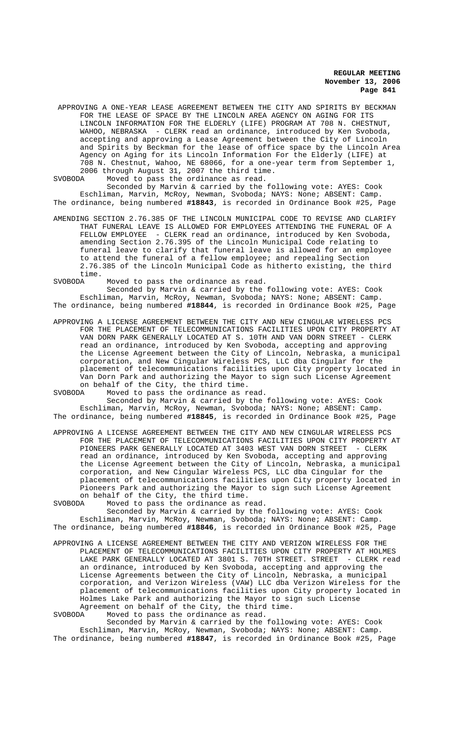APPROVING A ONE-YEAR LEASE AGREEMENT BETWEEN THE CITY AND SPIRITS BY BECKMAN FOR THE LEASE OF SPACE BY THE LINCOLN AREA AGENCY ON AGING FOR ITS LINCOLN INFORMATION FOR THE ELDERLY (LIFE) PROGRAM AT 708 N. CHESTNUT, WAHOO, NEBRASKA - CLERK read an ordinance, introduced by Ken Svoboda, accepting and approving a Lease Agreement between the City of Lincoln and Spirits by Beckman for the lease of office space by the Lincoln Area Agency on Aging for its Lincoln Information For the Elderly (LIFE) at 708 N. Chestnut, Wahoo, NE 68066, for a one-year term from September 1, 2006 through August 31, 2007 the third time.

SVOBODA Moved to pass the ordinance as read.

Seconded by Marvin & carried by the following vote: AYES: Cook Eschliman, Marvin, McRoy, Newman, Svoboda; NAYS: None; ABSENT: Camp.

The ordinance, being numbered **#18843**, is recorded in Ordinance Book #25, Page

AMENDING SECTION 2.76.385 OF THE LINCOLN MUNICIPAL CODE TO REVISE AND CLARIFY THAT FUNERAL LEAVE IS ALLOWED FOR EMPLOYEES ATTENDING THE FUNERAL OF A FELLOW EMPLOYEE - CLERK read an ordinance, introduced by Ken Svoboda, amending Section 2.76.395 of the Lincoln Municipal Code relating to funeral leave to clarify that funeral leave is allowed for an employee to attend the funeral of a fellow employee; and repealing Section 2.76.385 of the Lincoln Municipal Code as hitherto existing, the third time.

SVOBODA Moved to pass the ordinance as read.

Seconded by Marvin & carried by the following vote: AYES: Cook Eschliman, Marvin, McRoy, Newman, Svoboda; NAYS: None; ABSENT: Camp.

The ordinance, being numbered **#18844**, is recorded in Ordinance Book #25, Page

APPROVING A LICENSE AGREEMENT BETWEEN THE CITY AND NEW CINGULAR WIRELESS PCS FOR THE PLACEMENT OF TELECOMMUNICATIONS FACILITIES UPON CITY PROPERTY AT VAN DORN PARK GENERALLY LOCATED AT S. 10TH AND VAN DORN STREET - CLERK read an ordinance, introduced by Ken Svoboda, accepting and approving the License Agreement between the City of Lincoln, Nebraska, a municipal corporation, and New Cingular Wireless PCS, LLC dba Cingular for the placement of telecommunications facilities upon City property located in Van Dorn Park and authorizing the Mayor to sign such License Agreement on behalf of the City, the third time.

SVOBODA Moved to pass the ordinance as read.

Seconded by Marvin & carried by the following vote: AYES: Cook Eschliman, Marvin, McRoy, Newman, Svoboda; NAYS: None; ABSENT: Camp.

The ordinance, being numbered **#18845**, is recorded in Ordinance Book #25, Page

APPROVING A LICENSE AGREEMENT BETWEEN THE CITY AND NEW CINGULAR WIRELESS PCS FOR THE PLACEMENT OF TELECOMMUNICATIONS FACILITIES UPON CITY PROPERTY AT PIONEERS PARK GENERALLY LOCATED AT 3403 WEST VAN DORN STREET - CLERK read an ordinance, introduced by Ken Svoboda, accepting and approving the License Agreement between the City of Lincoln, Nebraska, a municipal corporation, and New Cingular Wireless PCS, LLC dba Cingular for the placement of telecommunications facilities upon City property located in Pioneers Park and authorizing the Mayor to sign such License Agreement on behalf of the City, the third time.

SVOBODA Moved to pass the ordinance as read.

Seconded by Marvin & carried by the following vote: AYES: Cook Eschliman, Marvin, McRoy, Newman, Svoboda; NAYS: None; ABSENT: Camp.

The ordinance, being numbered **#18846**, is recorded in Ordinance Book #25, Page

APPROVING A LICENSE AGREEMENT BETWEEN THE CITY AND VERIZON WIRELESS FOR THE PLACEMENT OF TELECOMMUNICATIONS FACILITIES UPON CITY PROPERTY AT HOLMES LAKE PARK GENERALLY LOCATED AT 3801 S. 70TH STREET. STREET - CLERK read an ordinance, introduced by Ken Svoboda, accepting and approving the License Agreements between the City of Lincoln, Nebraska, a municipal corporation, and Verizon Wireless (VAW) LLC dba Verizon Wireless for the placement of telecommunications facilities upon City property located in Holmes Lake Park and authorizing the Mayor to sign such License Agreement on behalf of the City, the third time.

SVOBODA Moved to pass the ordinance as read.

Seconded by Marvin & carried by the following vote: AYES: Cook Eschliman, Marvin, McRoy, Newman, Svoboda; NAYS: None; ABSENT: Camp.

The ordinance, being numbered **#18847**, is recorded in Ordinance Book #25, Page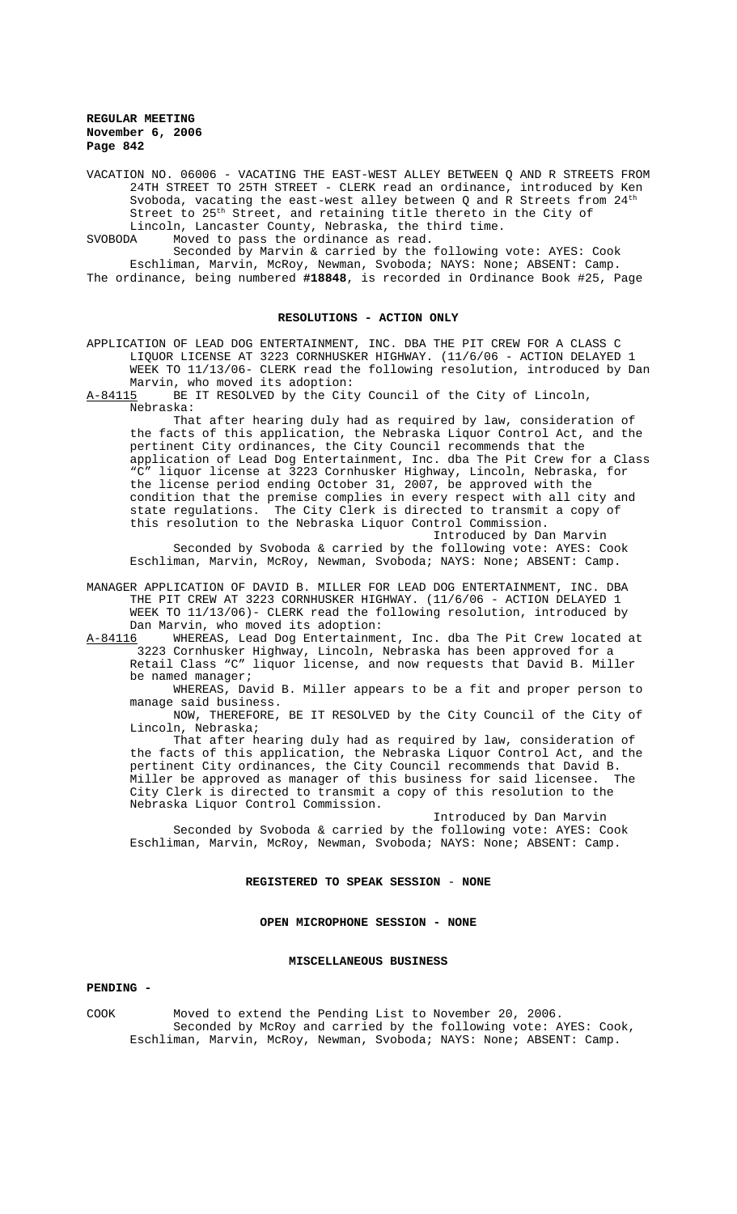VACATION NO. 06006 - VACATING THE EAST-WEST ALLEY BETWEEN Q AND R STREETS FROM 24TH STREET TO 25TH STREET - CLERK read an ordinance, introduced by Ken Svoboda, vacating the east-west alley between Q and R Streets from 24th Street to 25th Street, and retaining title thereto in the City of Lincoln, Lancaster County, Nebraska, the third time.

SVOBODA Moved to pass the ordinance as read.

Seconded by Marvin & carried by the following vote: AYES: Cook Eschliman, Marvin, McRoy, Newman, Svoboda; NAYS: None; ABSENT: Camp.

The ordinance, being numbered **#18848**, is recorded in Ordinance Book #25, Page

## RESOLUTIONS - ACTION ONLY

APPLICATION OF LEAD DOG ENTERTAINMENT, INC. DBA THE PIT CREW FOR A CLASS C LIQUOR LICENSE AT 3223 CORNHUSKER HIGHWAY. (11/6/06 - ACTION DELAYED 1 WEEK TO 11/13/06- CLERK read the following resolution, introduced by Dan Marvin, who moved its adoption:

A-84115 BE IT RESOLVED by the City Council of the City of Lincoln, Nebraska:

That after hearing duly had as required by law, consideration of the facts of this application, the Nebraska Liquor Control Act, and the pertinent City ordinances, the City Council recommends that the application of Lead Dog Entertainment, Inc. dba The Pit Crew for a Class "C" liquor license at 3223 Cornhusker Highway, Lincoln, Nebraska, for the license period ending October 31, 2007, be approved with the condition that the premise complies in every respect with all city and state regulations. The City Clerk is directed to transmit a copy of this resolution to the Nebraska Liquor Control Commission.

Introduced by Dan Marvin

Seconded by Svoboda & carried by the following vote: AYES: Cook Eschliman, Marvin, McRoy, Newman, Svoboda; NAYS: None; ABSENT: Camp.

MANAGER APPLICATION OF DAVID B. MILLER FOR LEAD DOG ENTERTAINMENT, INC. DBA THE PIT CREW AT 3223 CORNHUSKER HIGHWAY. (11/6/06 - ACTION DELAYED 1 WEEK TO 11/13/06)- CLERK read the following resolution, introduced by Dan Marvin, who moved its adoption:

A-84116 WHEREAS, Lead Dog Entertainment, Inc. dba The Pit Crew located at 3223 Cornhusker Highway, Lincoln, Nebraska has been approved for a Retail Class "C" liquor license, and now requests that David B. Miller be named manager;

WHEREAS, David B. Miller appears to be a fit and proper person to manage said business.

NOW, THEREFORE, BE IT RESOLVED by the City Council of the City of Lincoln, Nebraska;

That after hearing duly had as required by law, consideration of the facts of this application, the Nebraska Liquor Control Act, and the pertinent City ordinances, the City Council recommends that David B. Miller be approved as manager of this business for said licensee. The City Clerk is directed to transmit a copy of this resolution to the Nebraska Liquor Control Commission.

Introduced by Dan Marvin

Seconded by Svoboda & carried by the following vote: AYES: Cook Eschliman, Marvin, McRoy, Newman, Svoboda; NAYS: None; ABSENT: Camp.

## REGISTERED TO SPEAK SESSION - NONE

## OPEN MICROPHONE SESSION - NONE

## MISCELLANEOUS BUSINESS

**PENDING -**

COOK Moved to extend the Pending List to November 20, 2006.

Seconded by McRoy and carried by the following vote: AYES: Cook, Eschliman, Marvin, McRoy, Newman, Svoboda; NAYS: None; ABSENT: Camp.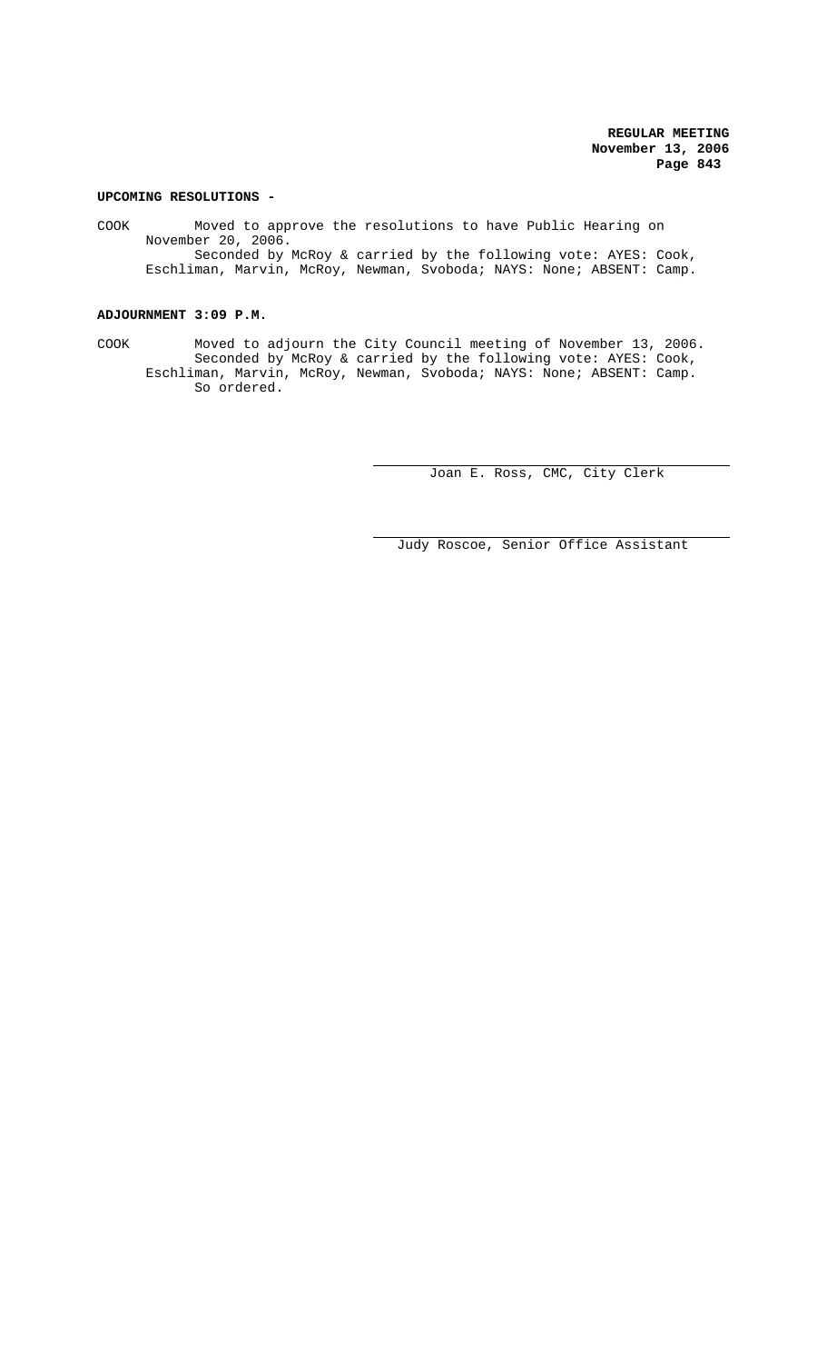**UPCOMING RESOLUTIONS -**

COOK Moved to approve the resolutions to have Public Hearing on November 20, 2006.
Seconded by McRoy & carried by the following vote: AYES: Cook, Eschliman, Marvin, McRoy, Newman, Svoboda; NAYS: None; ABSENT: Camp.

**ADJOURNMENT 3:09 P.M.**

COOK Moved to adjourn the City Council meeting of November 13, 2006.
Seconded by McRoy & carried by the following vote: AYES: Cook, Eschliman, Marvin, McRoy, Newman, Svoboda; NAYS: None; ABSENT: Camp.
So ordered.

Joan E. Ross, CMC, City Clerk

Judy Roscoe, Senior Office Assistant